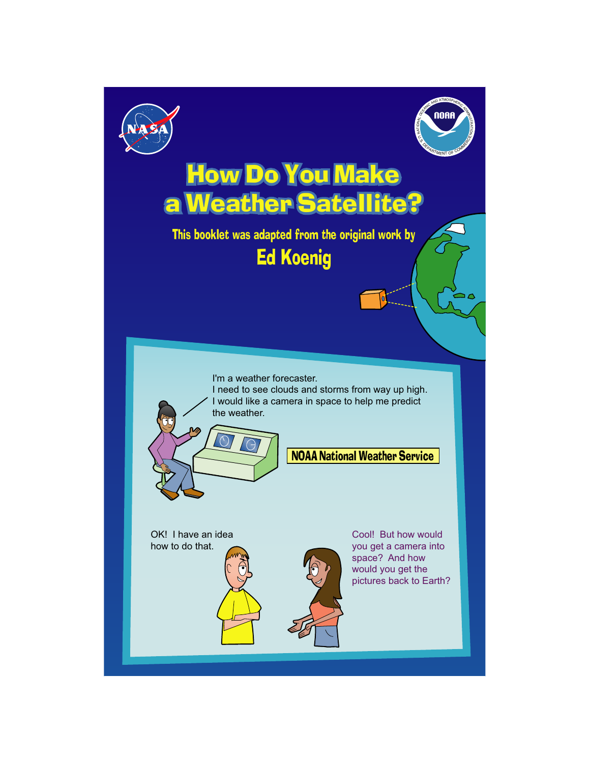# How Do You Make a Weather Satellite?

This booklet was adapted from the original work by

**Ed Koenig**

I'm a weather forecaster.
I need to see clouds and storms from way up high.
I would like a camera in space to help me predict the weather.

**NOAA National Weather Service**

OK! I have an idea how to do that.

Cool! But how would you get a camera into space? And how would you get the pictures back to Earth?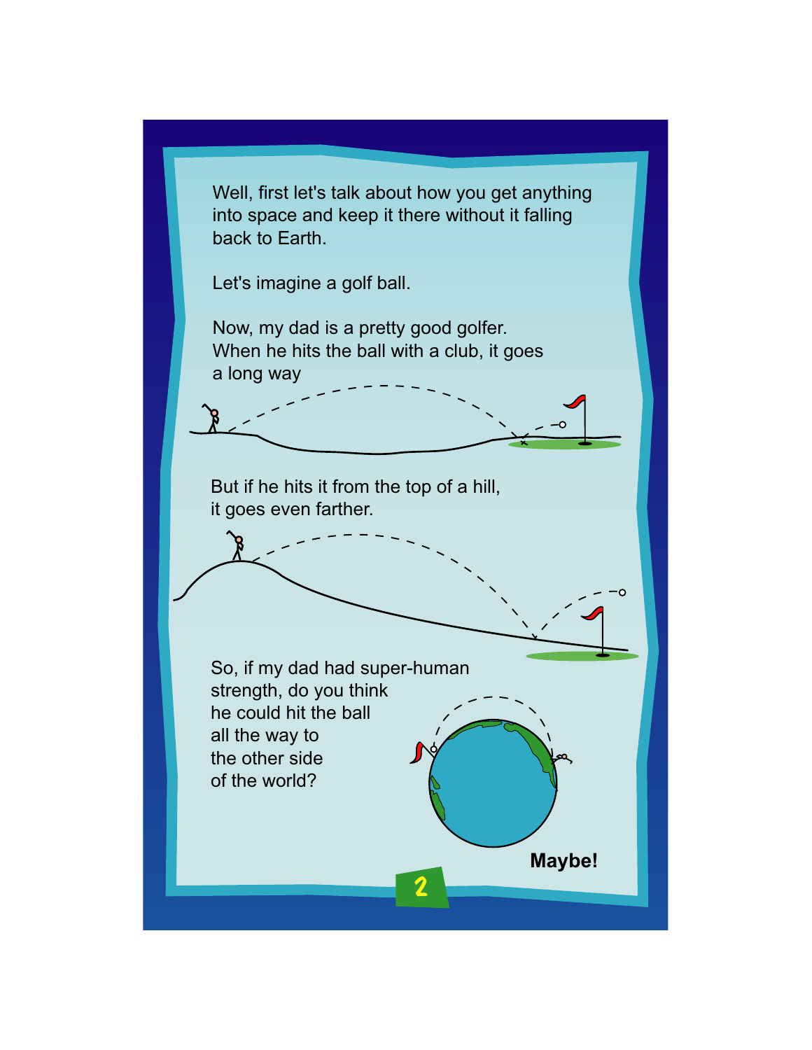Well, first let's talk about how you get anything into space and keep it there without it falling back to Earth.

Let's imagine a golf ball.

Now, my dad is a pretty good golfer. When he hits the ball with a club, it goes a long way

But if he hits it from the top of a hill, it goes even farther.

So, if my dad had super-human strength, do you think he could hit the ball all the way to the other side of the world?

**Maybe!**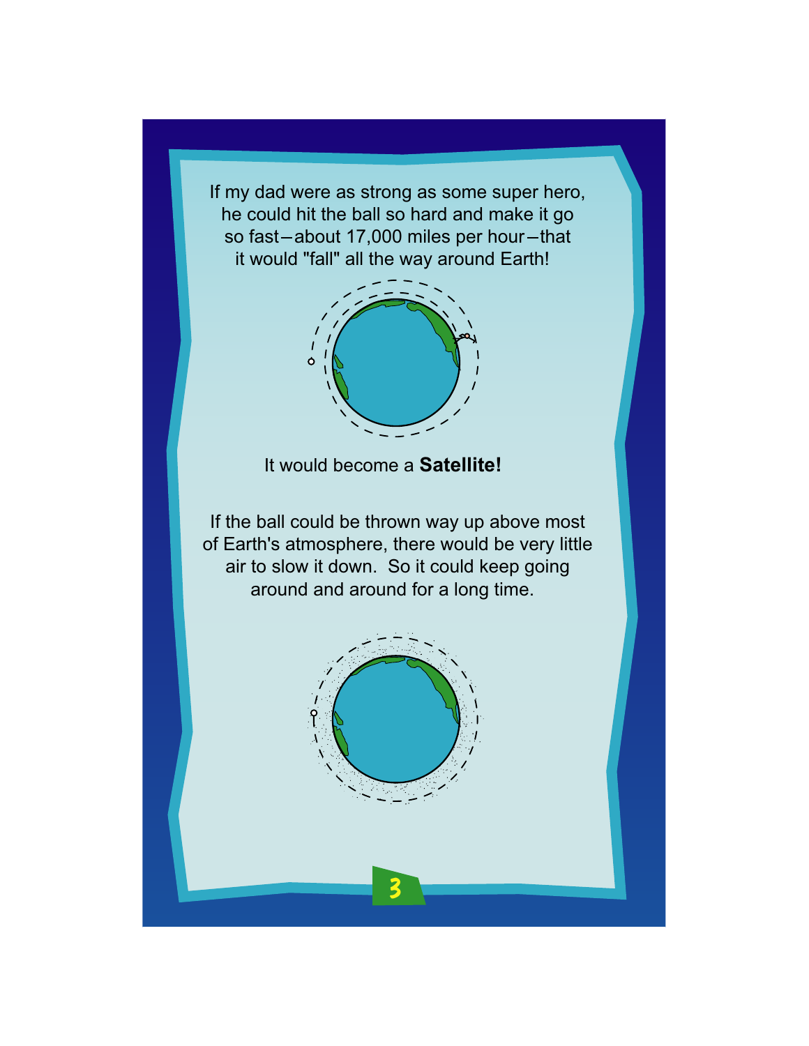If my dad were as strong as some super hero, he could hit the ball so hard and make it go so fast—about 17,000 miles per hour—that it would "fall" all the way around Earth!

It would become a **Satellite!**

If the ball could be thrown way up above most of Earth's atmosphere, there would be very little air to slow it down. So it could keep going around and around for a long time.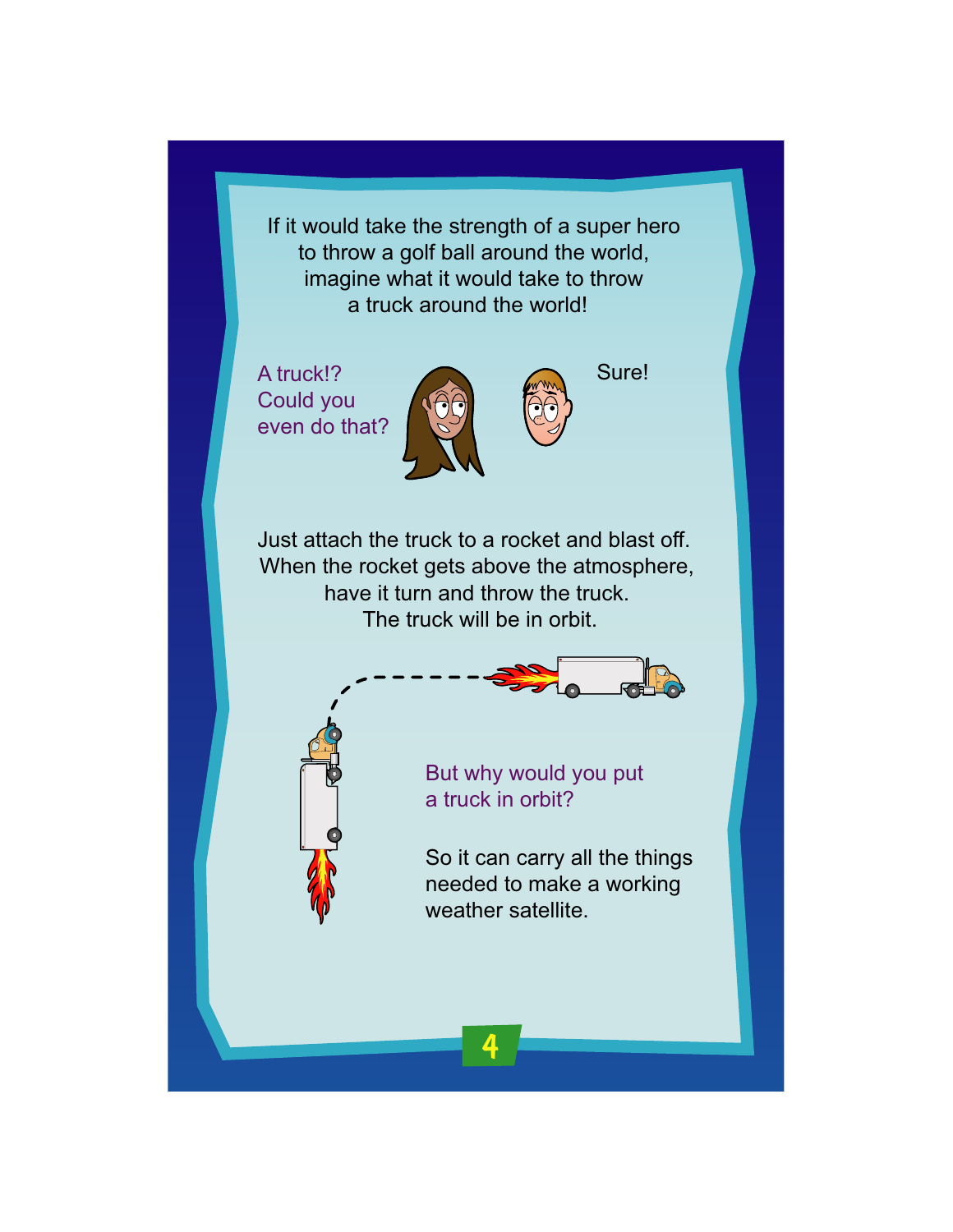If it would take the strength of a super hero to throw a golf ball around the world, imagine what it would take to throw a truck around the world!

A truck!? Could you even do that?

Sure!

Just attach the truck to a rocket and blast off. When the rocket gets above the atmosphere, have it turn and throw the truck. The truck will be in orbit.

But why would you put a truck in orbit?

So it can carry all the things needed to make a working weather satellite.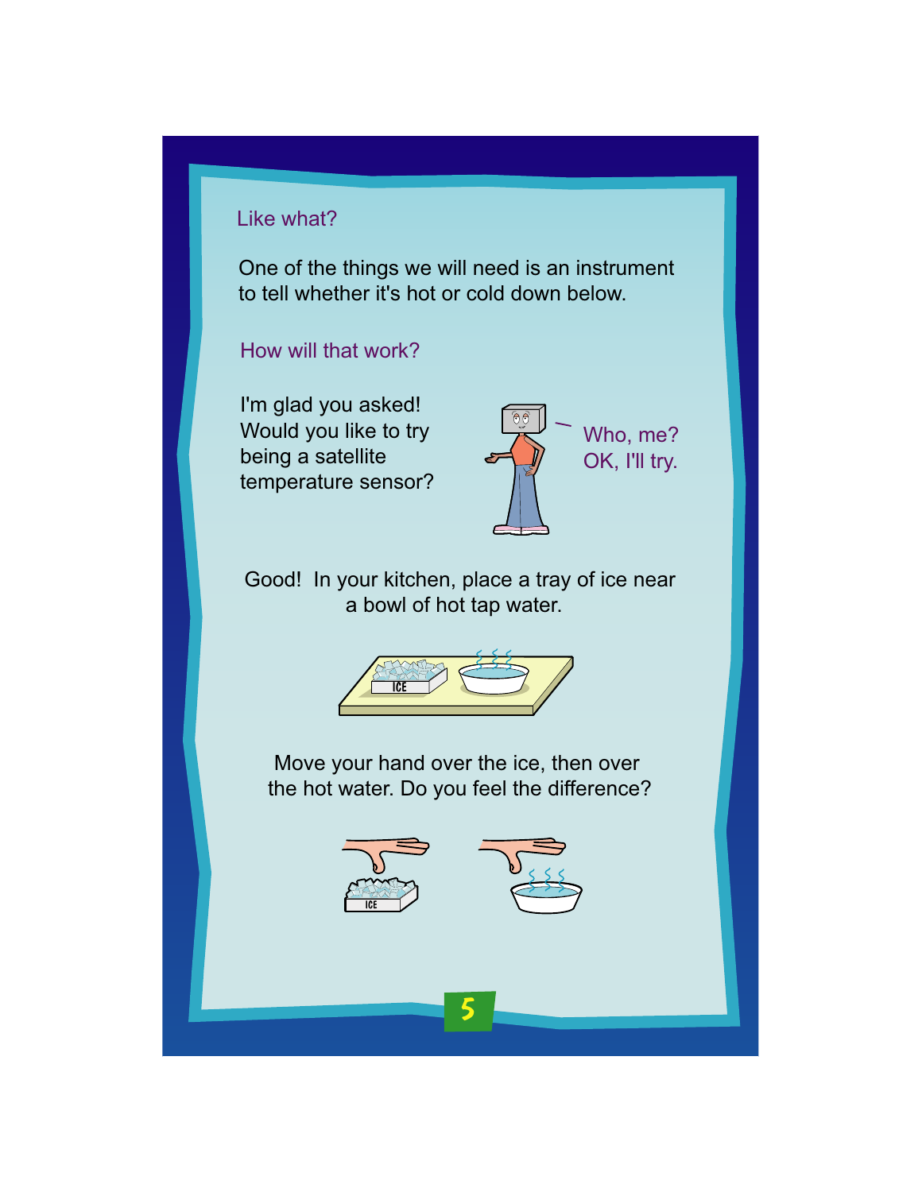Like what?

One of the things we will need is an instrument to tell whether it's hot or cold down below.

How will that work?

I'm glad you asked! Would you like to try being a satellite temperature sensor?

Who, me? OK, I'll try.

Good! In your kitchen, place a tray of ice near a bowl of hot tap water.

Move your hand over the ice, then over the hot water. Do you feel the difference?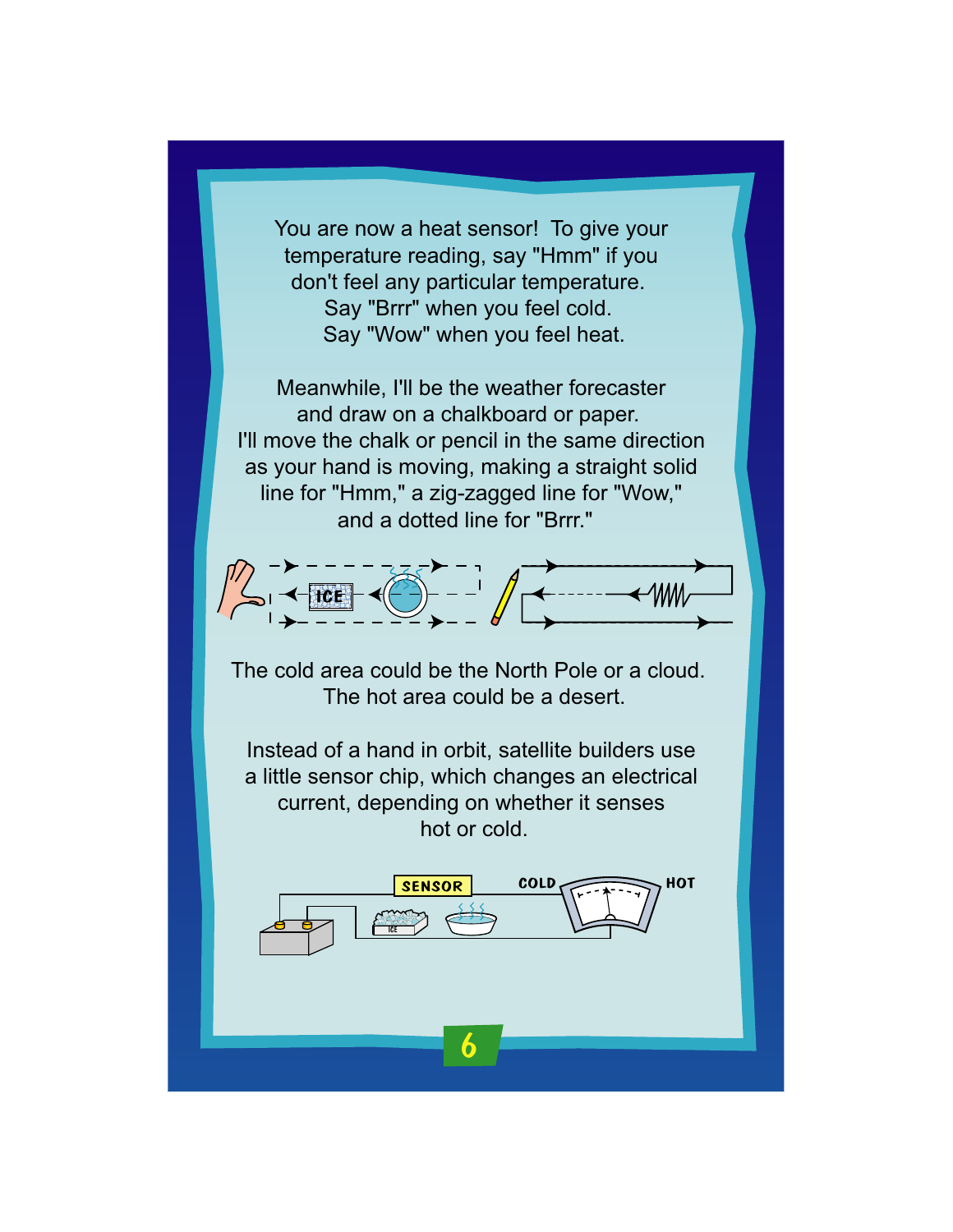You are now a heat sensor! To give your temperature reading, say "Hmm" if you don't feel any particular temperature. Say "Brrr" when you feel cold. Say "Wow" when you feel heat.

Meanwhile, I'll be the weather forecaster and draw on a chalkboard or paper. I'll move the chalk or pencil in the same direction as your hand is moving, making a straight solid line for "Hmm," a zig-zagged line for "Wow," and a dotted line for "Brrr."

The cold area could be the North Pole or a cloud. The hot area could be a desert.

Instead of a hand in orbit, satellite builders use a little sensor chip, which changes an electrical current, depending on whether it senses hot or cold.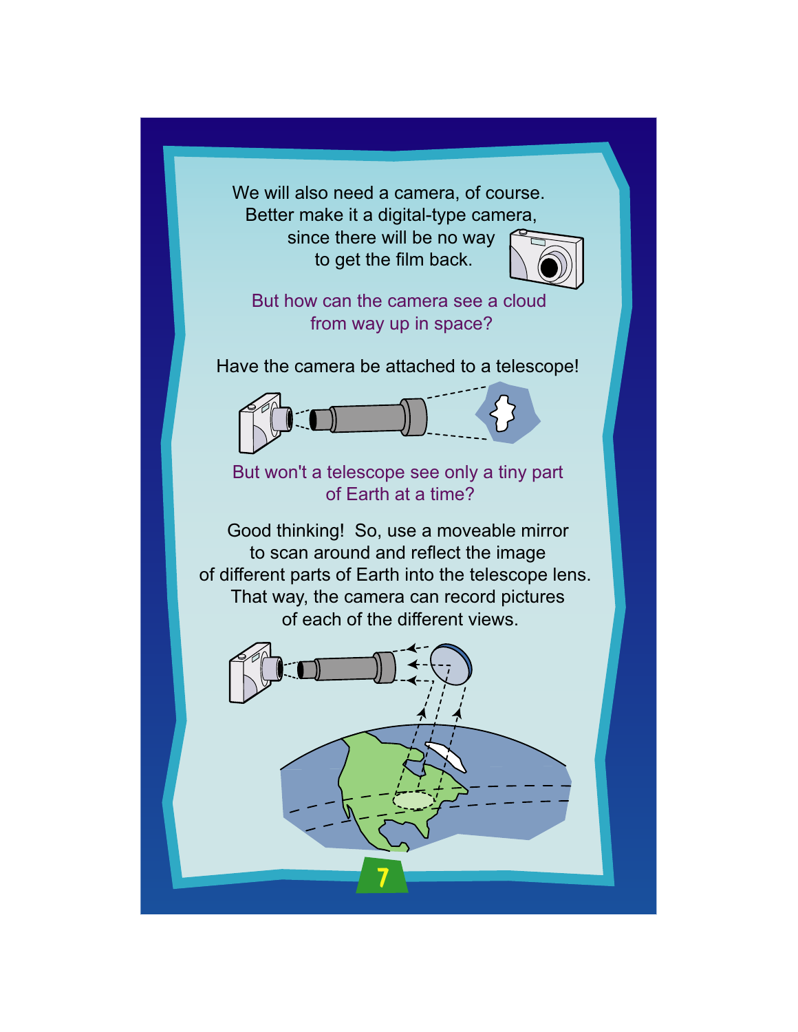We will also need a camera, of course. Better make it a digital-type camera, since there will be no way to get the film back.

But how can the camera see a cloud from way up in space?

Have the camera be attached to a telescope!

But won't a telescope see only a tiny part of Earth at a time?

Good thinking! So, use a moveable mirror to scan around and reflect the image of different parts of Earth into the telescope lens. That way, the camera can record pictures of each of the different views.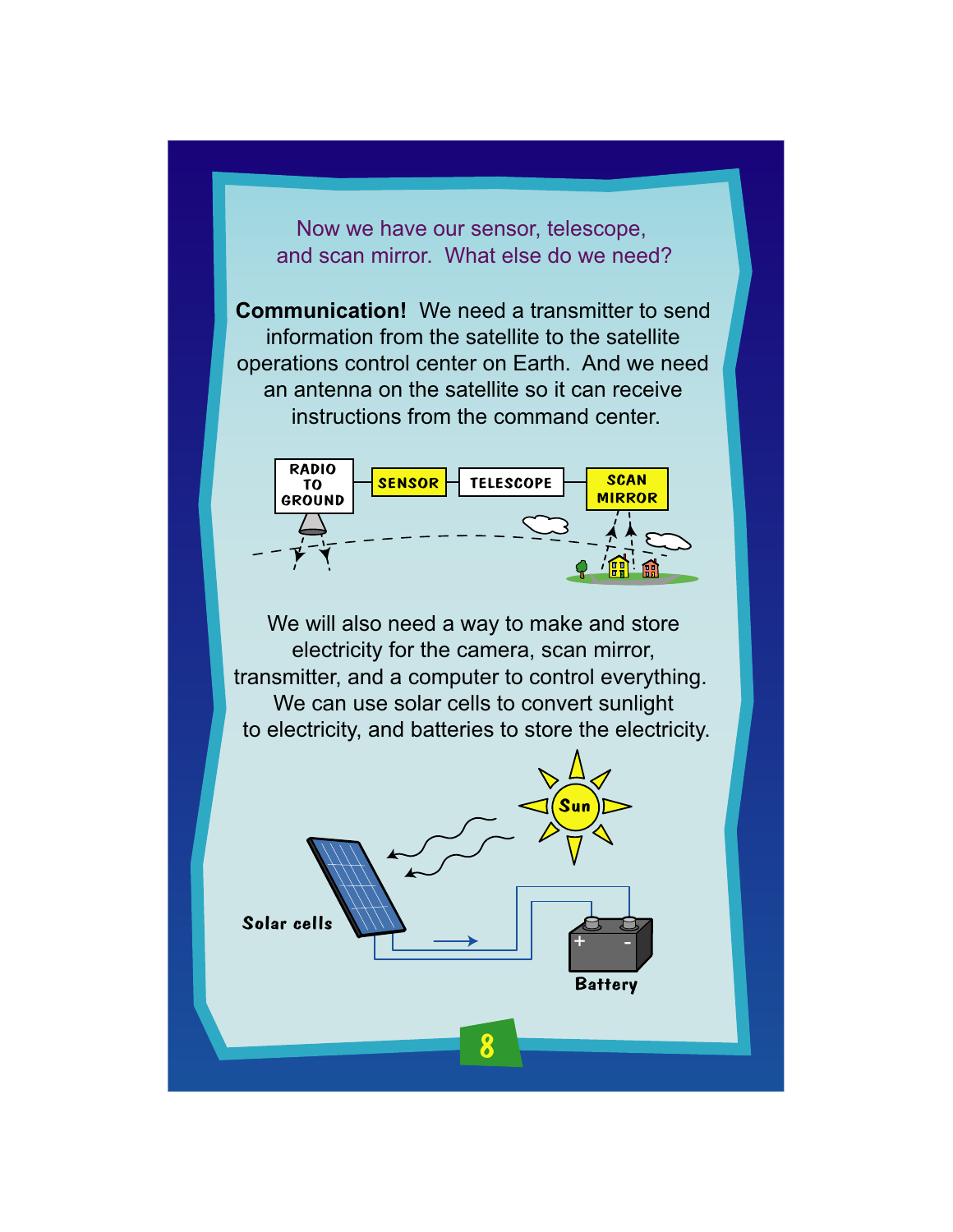Now we have our sensor, telescope, and scan mirror. What else do we need?

**Communication!** We need a transmitter to send information from the satellite to the satellite operations control center on Earth. And we need an antenna on the satellite so it can receive instructions from the command center.

RADIO TO GROUND — SENSOR — TELESCOPE — SCAN MIRROR

We will also need a way to make and store electricity for the camera, scan mirror, transmitter, and a computer to control everything. We can use solar cells to convert sunlight to electricity, and batteries to store the electricity.

Sun

Solar cells

Battery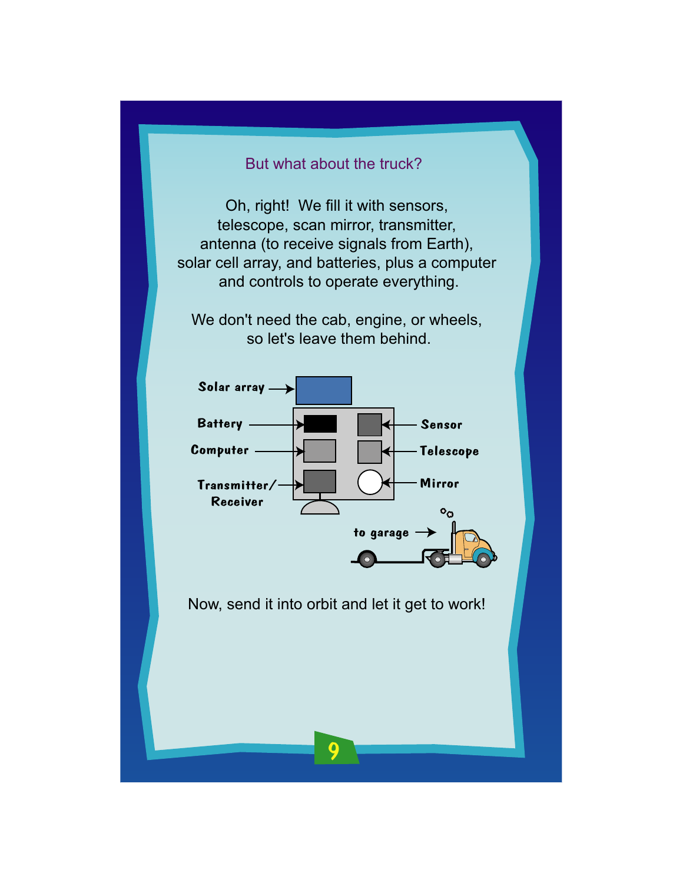But what about the truck?

Oh, right! We fill it with sensors, telescope, scan mirror, transmitter, antenna (to receive signals from Earth), solar cell array, and batteries, plus a computer and controls to operate everything.

We don't need the cab, engine, or wheels, so let's leave them behind.

Solar array

Battery

Computer

Transmitter/Receiver

Sensor

Telescope

Mirror

to garage

Now, send it into orbit and let it get to work!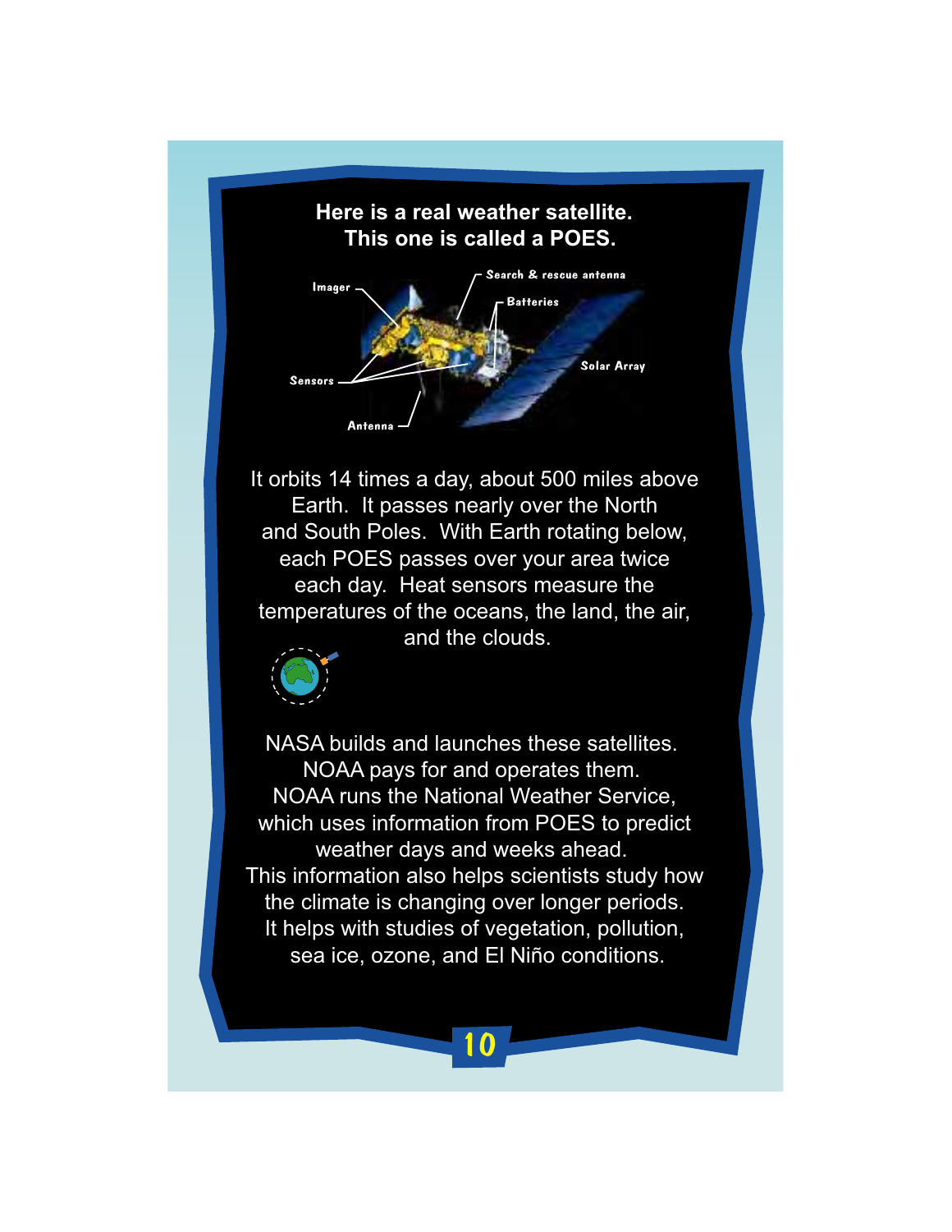**Here is a real weather satellite.**
**This one is called a POES.**

Imager

Search & rescue antenna

Batteries

Solar Array

Sensors

Antenna

It orbits 14 times a day, about 500 miles above Earth. It passes nearly over the North and South Poles. With Earth rotating below, each POES passes over your area twice each day. Heat sensors measure the temperatures of the oceans, the land, the air, and the clouds.

NASA builds and launches these satellites. NOAA pays for and operates them. NOAA runs the National Weather Service, which uses information from POES to predict weather days and weeks ahead. This information also helps scientists study how the climate is changing over longer periods. It helps with studies of vegetation, pollution, sea ice, ozone, and El Niño conditions.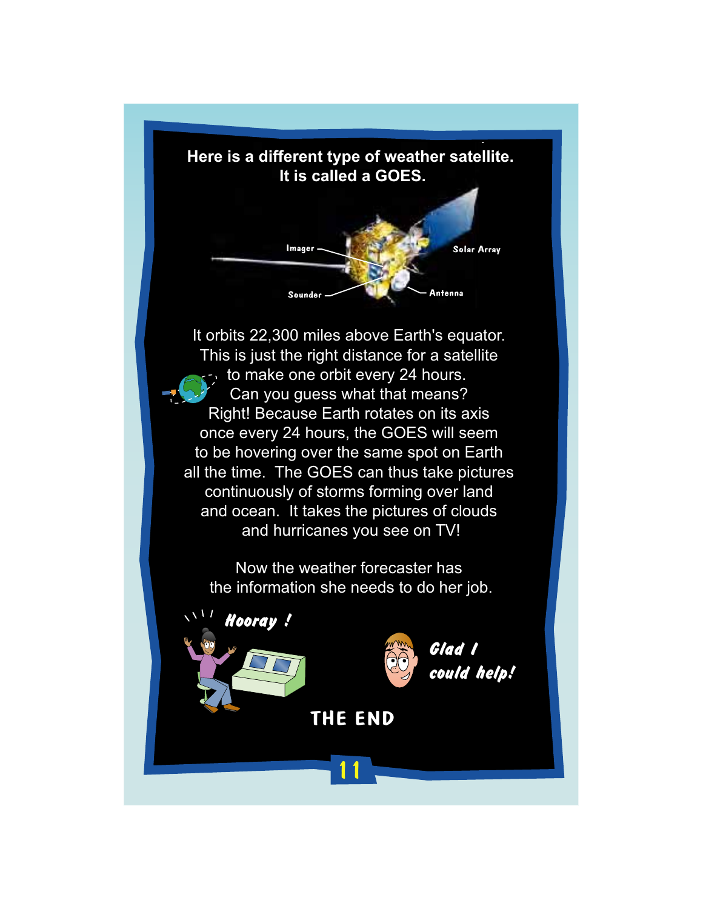**Here is a different type of weather satellite.**
**It is called a GOES.**

Imager

Solar Array

Sounder

Antenna

It orbits 22,300 miles above Earth's equator. This is just the right distance for a satellite to make one orbit every 24 hours. Can you guess what that means? Right! Because Earth rotates on its axis once every 24 hours, the GOES will seem to be hovering over the same spot on Earth all the time. The GOES can thus take pictures continuously of storms forming over land and ocean. It takes the pictures of clouds and hurricanes you see on TV!

Now the weather forecaster has the information she needs to do her job.

Hooray !

Glad I could help!

THE END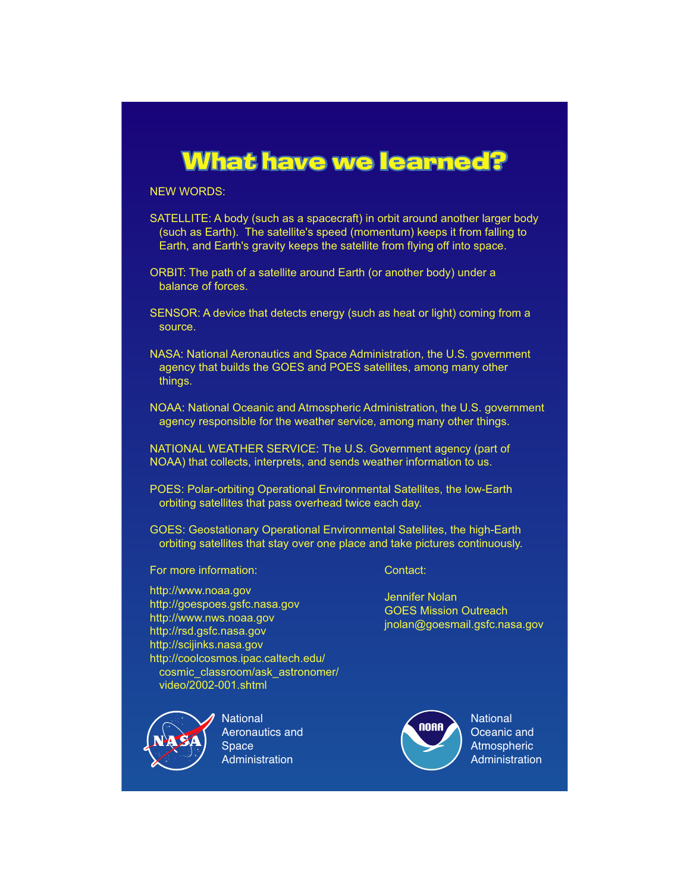# What have we learned?

NEW WORDS:

SATELLITE: A body (such as a spacecraft) in orbit around another larger body (such as Earth). The satellite's speed (momentum) keeps it from falling to Earth, and Earth's gravity keeps the satellite from flying off into space.

ORBIT: The path of a satellite around Earth (or another body) under a balance of forces.

SENSOR: A device that detects energy (such as heat or light) coming from a source.

NASA: National Aeronautics and Space Administration, the U.S. government agency that builds the GOES and POES satellites, among many other things.

NOAA: National Oceanic and Atmospheric Administration, the U.S. government agency responsible for the weather service, among many other things.

NATIONAL WEATHER SERVICE: The U.S. Government agency (part of NOAA) that collects, interprets, and sends weather information to us.

POES: Polar-orbiting Operational Environmental Satellites, the low-Earth orbiting satellites that pass overhead twice each day.

GOES: Geostationary Operational Environmental Satellites, the high-Earth orbiting satellites that stay over one place and take pictures continuously.

For more information:

http://www.noaa.gov
http://goespoes.gsfc.nasa.gov
http://www.nws.noaa.gov
http://rsd.gsfc.nasa.gov
http://scijinks.nasa.gov
http://coolcosmos.ipac.caltech.edu/cosmic_classroom/ask_astronomer/video/2002-001.shtml

Contact:

Jennifer Nolan
GOES Mission Outreach
jnolan@goesmail.gsfc.nasa.gov

National Aeronautics and Space Administration

National Oceanic and Atmospheric Administration